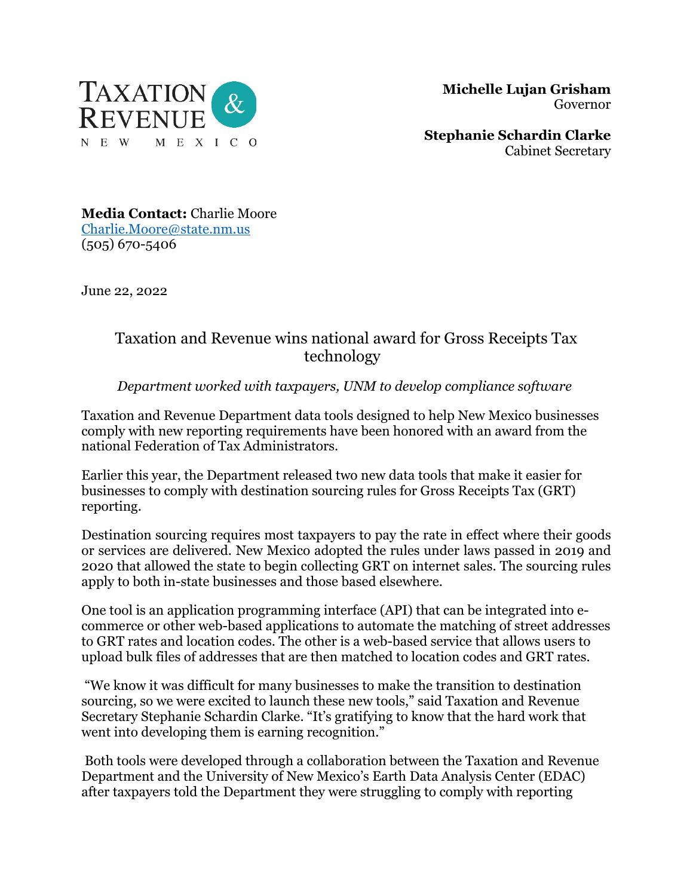TAXATION & REVENUE
NEW MEXICO

**Michelle Lujan Grisham**
Governor

**Stephanie Schardin Clarke**
Cabinet Secretary

**Media Contact:** Charlie Moore
Charlie.Moore@state.nm.us
(505) 670-5406

June 22, 2022

# Taxation and Revenue wins national award for Gross Receipts Tax technology

*Department worked with taxpayers, UNM to develop compliance software*

Taxation and Revenue Department data tools designed to help New Mexico businesses comply with new reporting requirements have been honored with an award from the national Federation of Tax Administrators.

Earlier this year, the Department released two new data tools that make it easier for businesses to comply with destination sourcing rules for Gross Receipts Tax (GRT) reporting.

Destination sourcing requires most taxpayers to pay the rate in effect where their goods or services are delivered. New Mexico adopted the rules under laws passed in 2019 and 2020 that allowed the state to begin collecting GRT on internet sales. The sourcing rules apply to both in-state businesses and those based elsewhere.

One tool is an application programming interface (API) that can be integrated into e-commerce or other web-based applications to automate the matching of street addresses to GRT rates and location codes. The other is a web-based service that allows users to upload bulk files of addresses that are then matched to location codes and GRT rates.

"We know it was difficult for many businesses to make the transition to destination sourcing, so we were excited to launch these new tools," said Taxation and Revenue Secretary Stephanie Schardin Clarke. "It's gratifying to know that the hard work that went into developing them is earning recognition."

Both tools were developed through a collaboration between the Taxation and Revenue Department and the University of New Mexico's Earth Data Analysis Center (EDAC) after taxpayers told the Department they were struggling to comply with reporting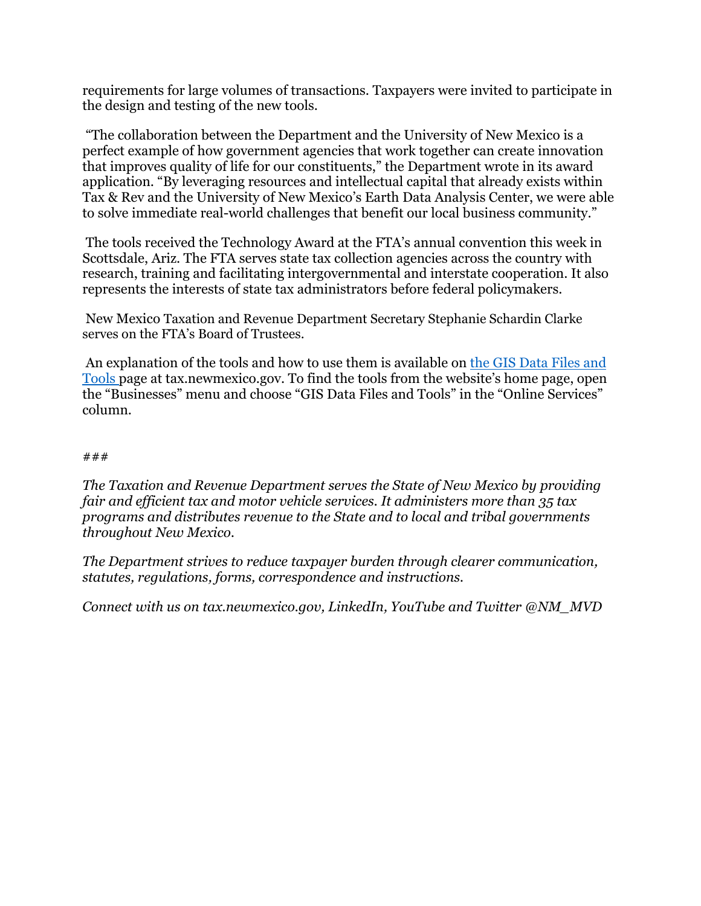requirements for large volumes of transactions. Taxpayers were invited to participate in the design and testing of the new tools.

"The collaboration between the Department and the University of New Mexico is a perfect example of how government agencies that work together can create innovation that improves quality of life for our constituents," the Department wrote in its award application. "By leveraging resources and intellectual capital that already exists within Tax & Rev and the University of New Mexico's Earth Data Analysis Center, we were able to solve immediate real-world challenges that benefit our local business community."

The tools received the Technology Award at the FTA's annual convention this week in Scottsdale, Ariz. The FTA serves state tax collection agencies across the country with research, training and facilitating intergovernmental and interstate cooperation. It also represents the interests of state tax administrators before federal policymakers.

New Mexico Taxation and Revenue Department Secretary Stephanie Schardin Clarke serves on the FTA's Board of Trustees.

An explanation of the tools and how to use them is available on the GIS Data Files and Tools page at tax.newmexico.gov. To find the tools from the website's home page, open the "Businesses" menu and choose "GIS Data Files and Tools" in the "Online Services" column.

*###*

*The Taxation and Revenue Department serves the State of New Mexico by providing fair and efficient tax and motor vehicle services. It administers more than 35 tax programs and distributes revenue to the State and to local and tribal governments throughout New Mexico.*

*The Department strives to reduce taxpayer burden through clearer communication, statutes, regulations, forms, correspondence and instructions.*

*Connect with us on tax.newmexico.gov, LinkedIn, YouTube and Twitter @NM_MVD*